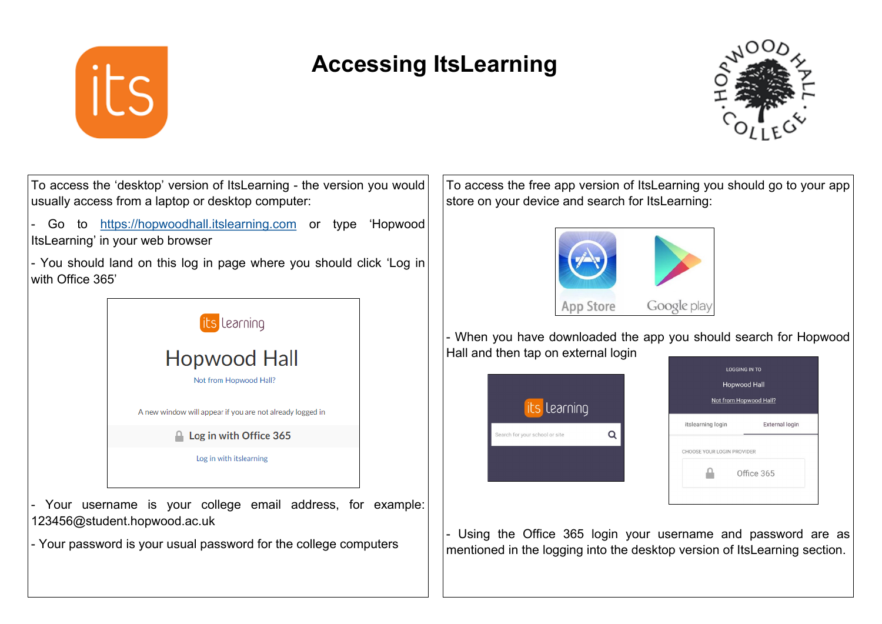# Accessing ItsLearning

To access the 'desktop' version of ItsLearning - the version you would usually access from a laptop or desktop computer:

- Go to https://hopwoodhall.itslearning.com or type 'Hopwood ItsLearning' in your web browser

- You should land on this log in page where you should click 'Log in with Office 365'

- Your username is your college email address, for example: 123456@student.hopwood.ac.uk

- Your password is your usual password for the college computers

To access the free app version of ItsLearning you should go to your app store on your device and search for ItsLearning:

- When you have downloaded the app you should search for Hopwood Hall and then tap on external login

- Using the Office 365 login your username and password are as mentioned in the logging into the desktop version of ItsLearning section.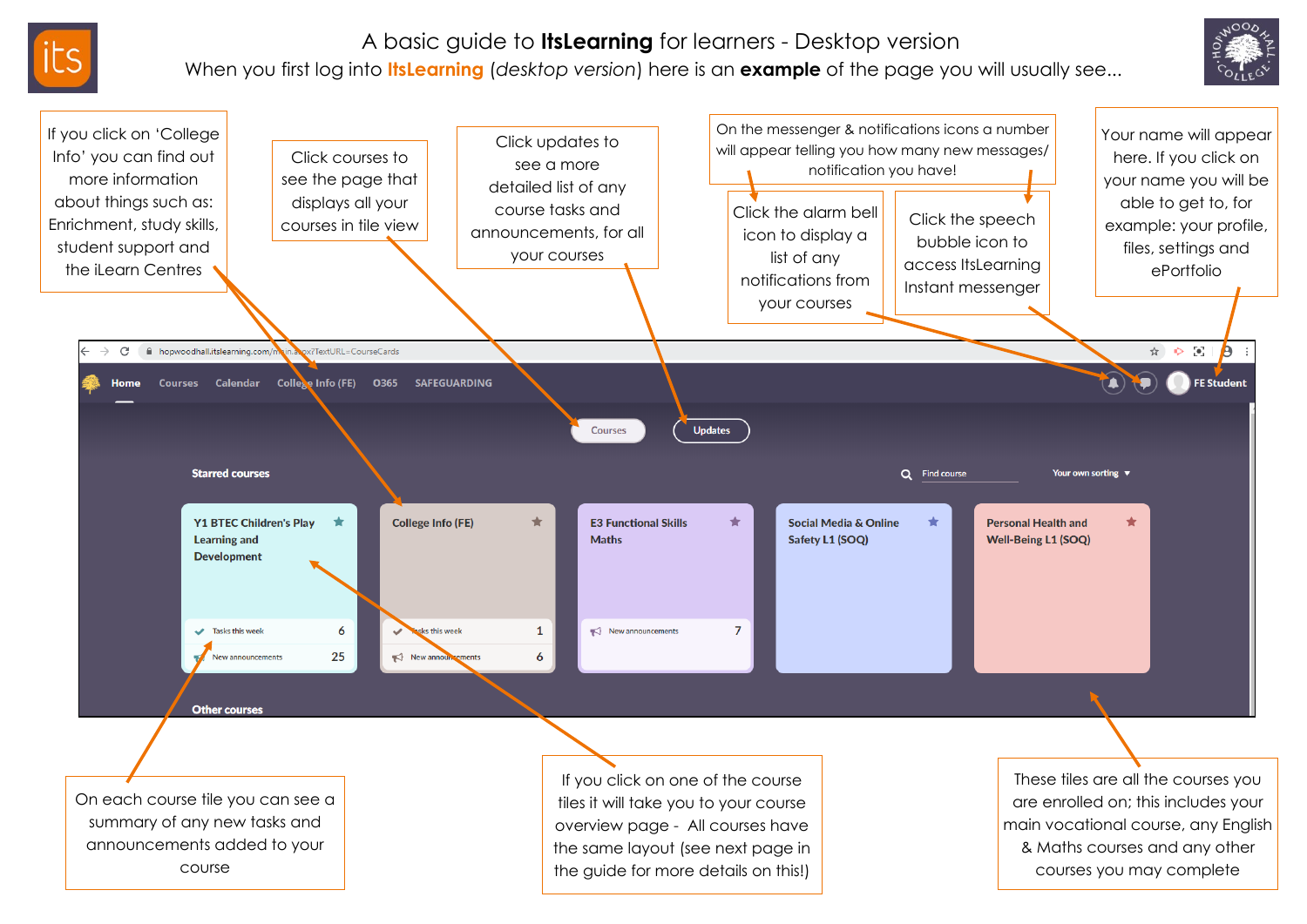# A basic guide to **ItsLearning** for learners - Desktop version

When you first log into **ItsLearning** (*desktop version*) here is an **example** of the page you will usually see...

If you click on 'College Info' you can find out more information about things such as: Enrichment, study skills, student support and the iLearn Centres

Click courses to see the page that displays all your courses in tile view

Click updates to see a more detailed list of any course tasks and announcements, for all your courses

On the messenger & notifications icons a number will appear telling you how many new messages/ notification you have!

Click the alarm bell icon to display a list of any notifications from your courses

Click the speech bubble icon to access ItsLearning Instant messenger

Your name will appear here. If you click on your name you will be able to get to, for example: your profile, files, settings and ePortfolio

hopwoodhall.itslearning.com/main.aspx?TextURL=CourseCards

Home | Courses | Calendar | College Info (FE) | O365 | SAFEGUARDING

FE Student

Courses | Updates

**Starred courses**

Find course | Your own sorting

- Y1 BTEC Children's Play Learning and Development — Tasks this week 6 — New announcements 25
- College Info (FE) — Tasks this week 1 — New announcements 6
- E3 Functional Skills Maths — New announcements 7
- Social Media & Online Safety L1 (SOQ)
- Personal Health and Well-Being L1 (SOQ)

**Other courses**

On each course tile you can see a summary of any new tasks and announcements added to your course

If you click on one of the course tiles it will take you to your course overview page - All courses have the same layout (see next page in the guide for more details on this!)

These tiles are all the courses you are enrolled on; this includes your main vocational course, any English & Maths courses and any other courses you may complete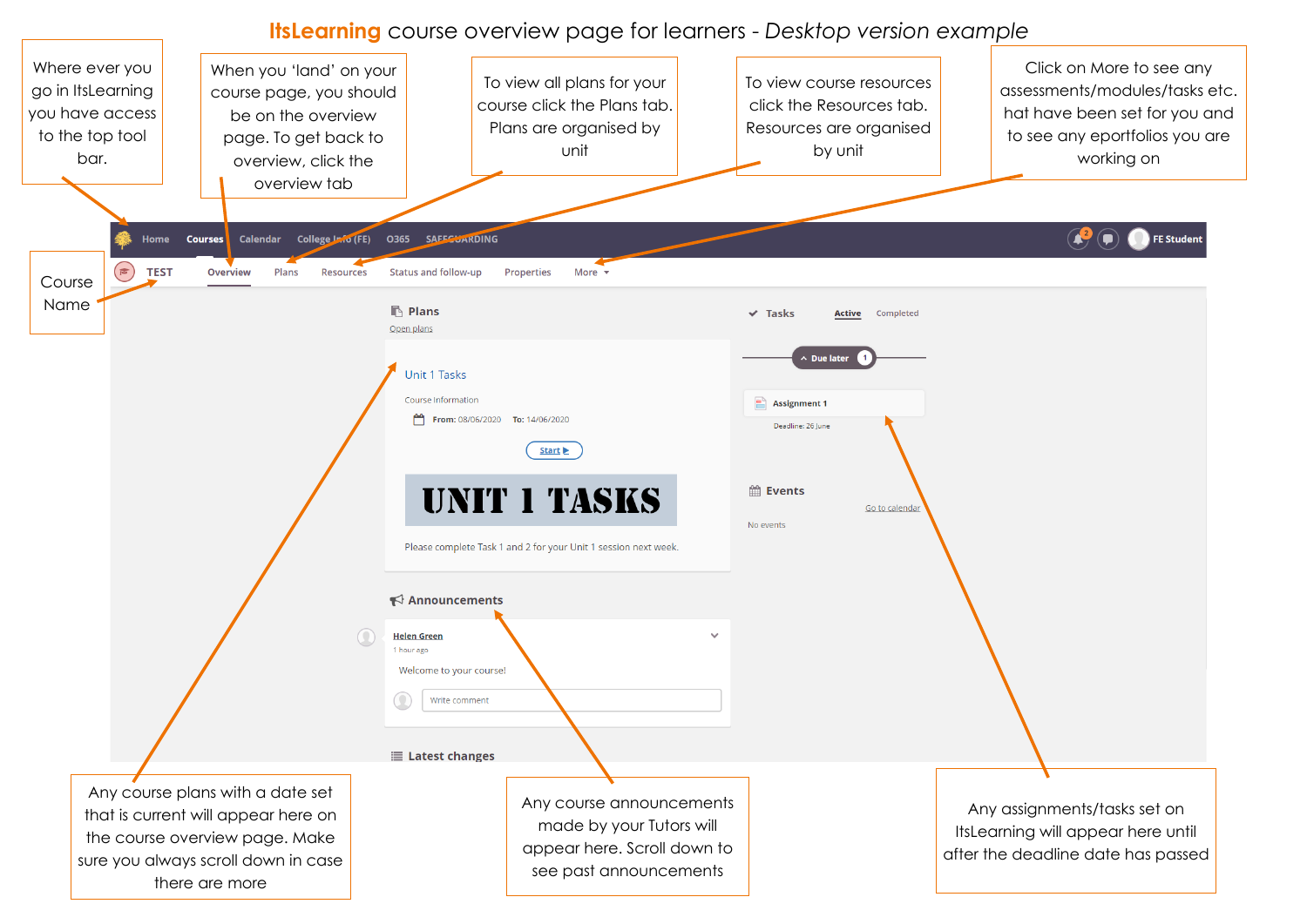# ItsLearning course overview page for learners - *Desktop version example*

Where ever you go in ItsLearning you have access to the top tool bar.

When you 'land' on your course page, you should be on the overview page. To get back to overview, click the overview tab

To view all plans for your course click the Plans tab. Plans are organised by unit

To view course resources click the Resources tab. Resources are organised by unit

Click on More to see any assessments/modules/tasks etc. hat have been set for you and to see any eportfolios you are working on

Course Name

Home | Courses | Calendar | College Info (FE) | O365 | SAFEGUARDING | FE Student

TEST | Overview | Plans | Resources | Status and follow-up | Properties | More

**Plans**

Open plans

Unit 1 Tasks

Course Information

From: 08/06/2020 To: 14/06/2020

Start

UNIT 1 TASKS

Please complete Task 1 and 2 for your Unit 1 session next week.

**Announcements**

Helen Green

1 hour ago

Welcome to your course!

Write comment

**Latest changes**

**Tasks** Active Completed

Due later 1

Assignment 1

Deadline: 26 June

**Events**

Go to calendar

No events

Any course plans with a date set that is current will appear here on the course overview page. Make sure you always scroll down in case there are more

Any course announcements made by your Tutors will appear here. Scroll down to see past announcements

Any assignments/tasks set on ItsLearning will appear here until after the deadline date has passed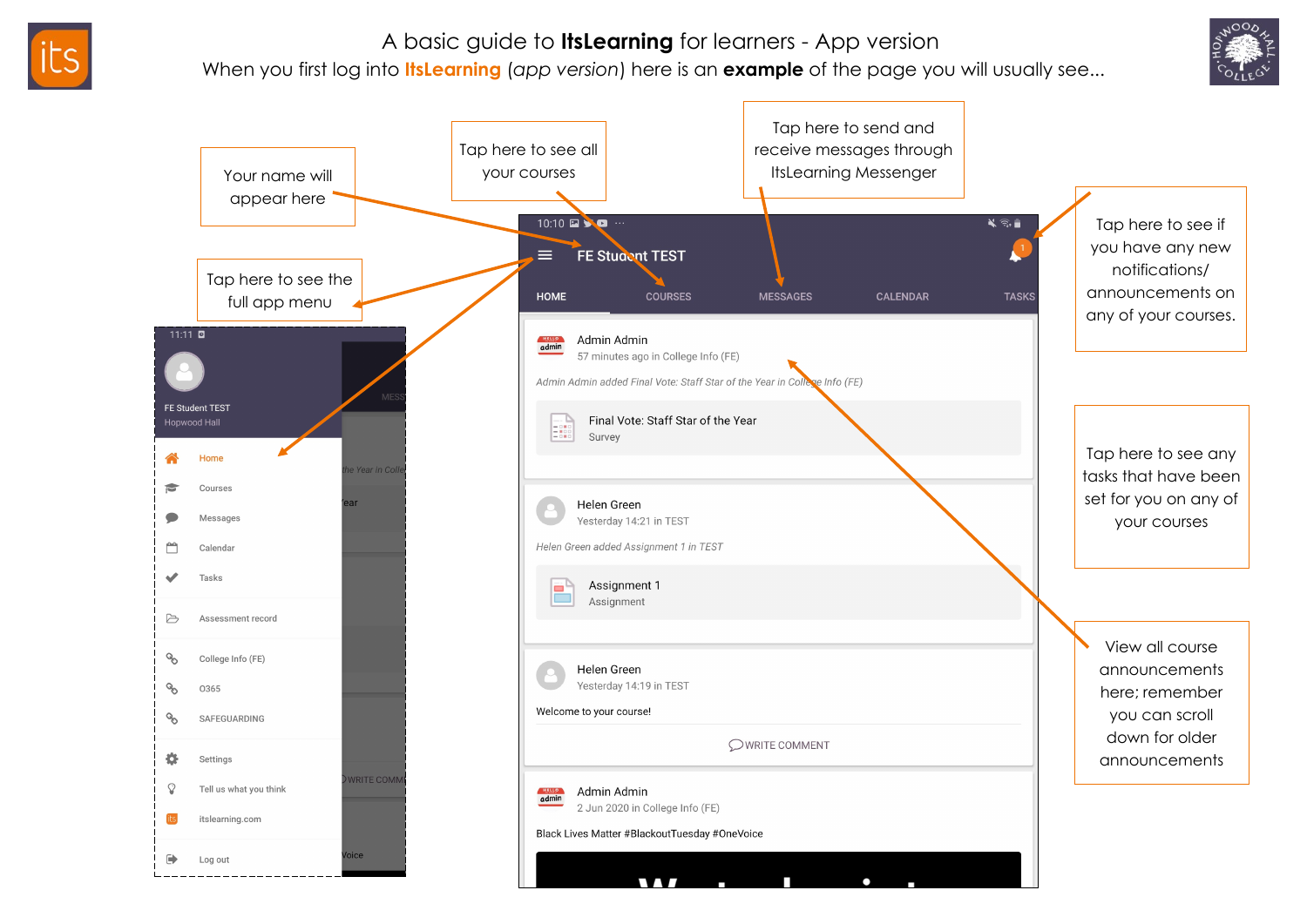# A basic guide to **ItsLearning** for learners - App version

When you first log into **ItsLearning** (*app version*) here is an **example** of the page you will usually see...

Your name will appear here

Tap here to see all your courses

Tap here to send and receive messages through ItsLearning Messenger

Tap here to see if you have any new notifications/ announcements on any of your courses.

Tap here to see the full app menu

Tap here to see any tasks that have been set for you on any of your courses

View all course announcements here; remember you can scroll down for older announcements

11:11

FE Student TEST
Hopwood Hall

- Home
- Courses
- Messages
- Calendar
- Tasks
- Assessment record
- College Info (FE)
- O365
- SAFEGUARDING
- Settings
- Tell us what you think
- itslearning.com
- Log out

10:10

FE Student TEST

HOME | COURSES | MESSAGES | CALENDAR | TASKS

Admin Admin
57 minutes ago in College Info (FE)

*Admin Admin added Final Vote: Staff Star of the Year in College Info (FE)*

Final Vote: Staff Star of the Year
Survey

Helen Green
Yesterday 14:21 in TEST

*Helen Green added Assignment 1 in TEST*

Assignment 1
Assignment

Helen Green
Yesterday 14:19 in TEST

Welcome to your course!

WRITE COMMENT

Admin Admin
2 Jun 2020 in College Info (FE)

Black Lives Matter #BlackoutTuesday #OneVoice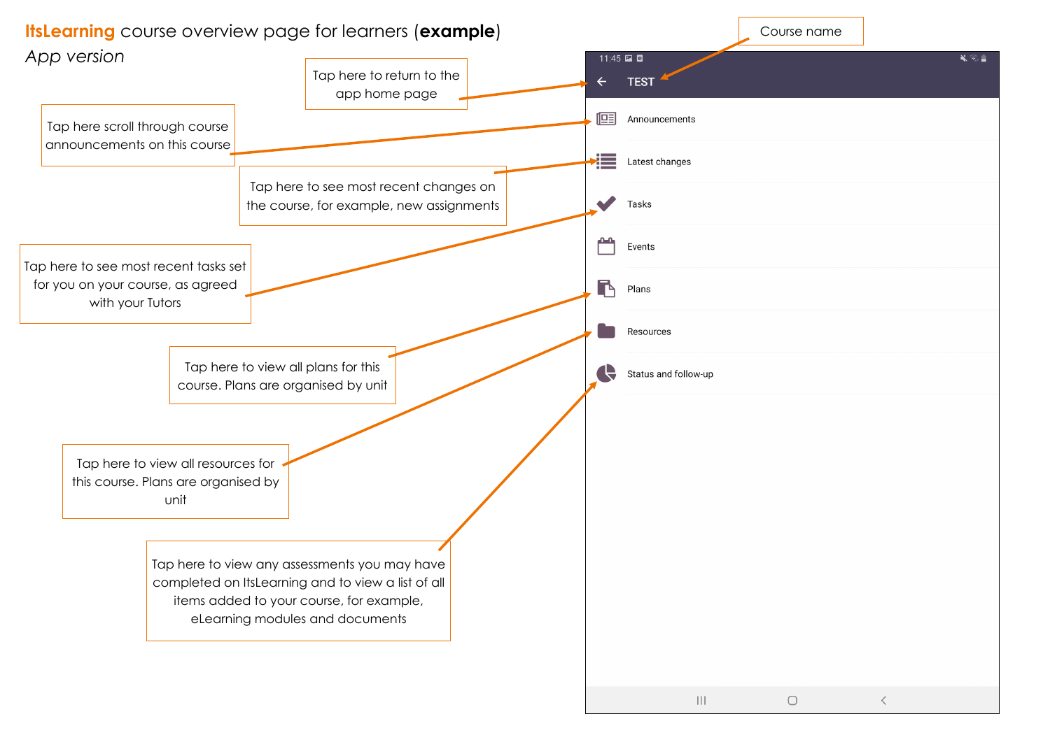# **ItsLearning** course overview page for learners (**example**)

*App version*

Course name

Tap here to return to the app home page

Tap here scroll through course announcements on this course

Tap here to see most recent changes on the course, for example, new assignments

Tap here to see most recent tasks set for you on your course, as agreed with your Tutors

Tap here to view all plans for this course. Plans are organised by unit

Tap here to view all resources for this course. Plans are organised by unit

Tap here to view any assessments you may have completed on ItsLearning and to view a list of all items added to your course, for example, eLearning modules and documents

11:45

TEST

Announcements

Latest changes

Tasks

Events

Plans

Resources

Status and follow-up